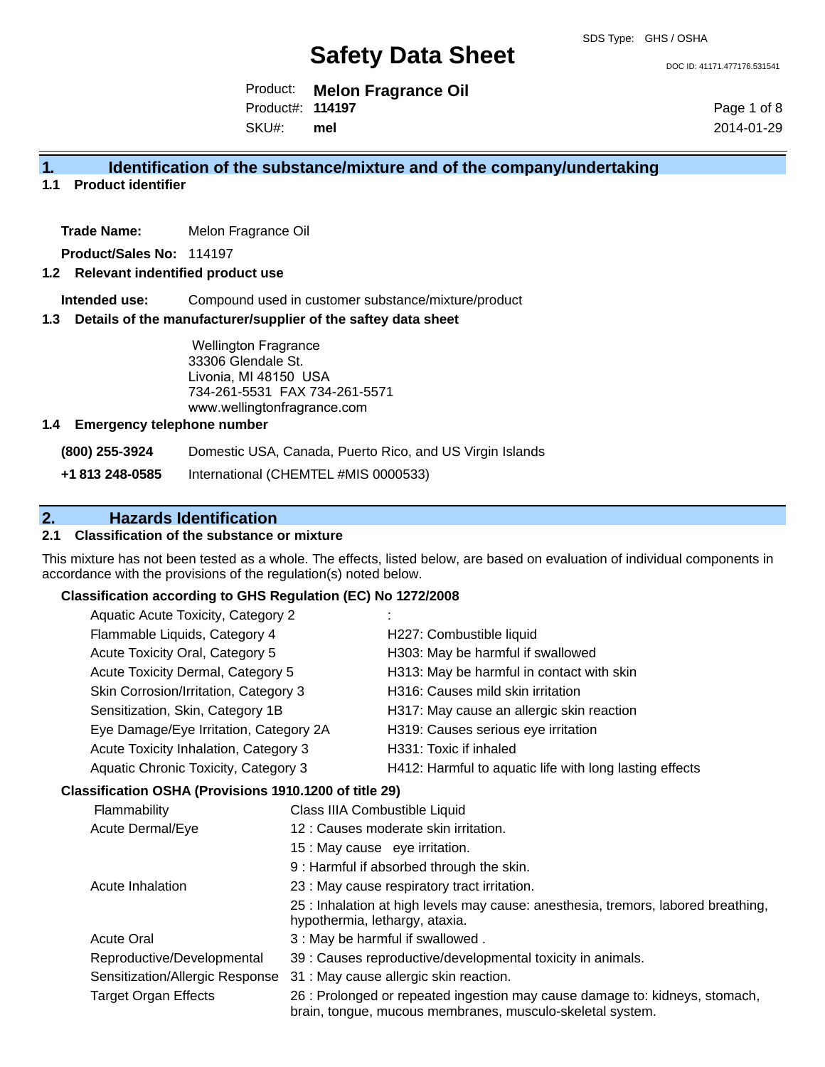# Safety Data Sheet

SDS Type: GHS / OSHA

DOC ID: 41171.477176.531541

Product: **Melon Fragrance Oil**
Product#: **114197**
SKU#: **mel**

2014-01-29

## 1. Identification of the substance/mixture and of the company/undertaking

### 1.1 Product identifier

**Trade Name:** Melon Fragrance Oil

**Product/Sales No:** 114197

### 1.2 Relevant identified product use

**Intended use:** Compound used in customer substance/mixture/product

### 1.3 Details of the manufacturer/supplier of the saftey data sheet

Wellington Fragrance
33306 Glendale St.
Livonia, MI 48150 USA
734-261-5531 FAX 734-261-5571
www.wellingtonfragrance.com

### 1.4 Emergency telephone number

| | |
|---|---|
| **(800) 255-3924** | Domestic USA, Canada, Puerto Rico, and US Virgin Islands |
| **+1 813 248-0585** | International (CHEMTEL #MIS 0000533) |

## 2. Hazards Identification

### 2.1 Classification of the substance or mixture

This mixture has not been tested as a whole. The effects, listed below, are based on evaluation of individual components in accordance with the provisions of the regulation(s) noted below.

**Classification according to GHS Regulation (EC) No 1272/2008**

| | |
|---|---|
| Aquatic Acute Toxicity, Category 2 | : |
| Flammable Liquids, Category 4 | H227: Combustible liquid |
| Acute Toxicity Oral, Category 5 | H303: May be harmful if swallowed |
| Acute Toxicity Dermal, Category 5 | H313: May be harmful in contact with skin |
| Skin Corrosion/Irritation, Category 3 | H316: Causes mild skin irritation |
| Sensitization, Skin, Category 1B | H317: May cause an allergic skin reaction |
| Eye Damage/Eye Irritation, Category 2A | H319: Causes serious eye irritation |
| Acute Toxicity Inhalation, Category 3 | H331: Toxic if inhaled |
| Aquatic Chronic Toxicity, Category 3 | H412: Harmful to aquatic life with long lasting effects |

**Classification OSHA (Provisions 1910.1200 of title 29)**

| | |
|---|---|
| Flammability | Class IIIA Combustible Liquid |
| Acute Dermal/Eye | 12 : Causes moderate skin irritation. |
| | 15 : May cause eye irritation. |
| | 9 : Harmful if absorbed through the skin. |
| Acute Inhalation | 23 : May cause respiratory tract irritation. |
| | 25 : Inhalation at high levels may cause: anesthesia, tremors, labored breathing, hypothermia, lethargy, ataxia. |
| Acute Oral | 3 : May be harmful if swallowed . |
| Reproductive/Developmental | 39 : Causes reproductive/developmental toxicity in animals. |
| Sensitization/Allergic Response | 31 : May cause allergic skin reaction. |
| Target Organ Effects | 26 : Prolonged or repeated ingestion may cause damage to: kidneys, stomach, brain, tongue, mucous membranes, musculo-skeletal system. |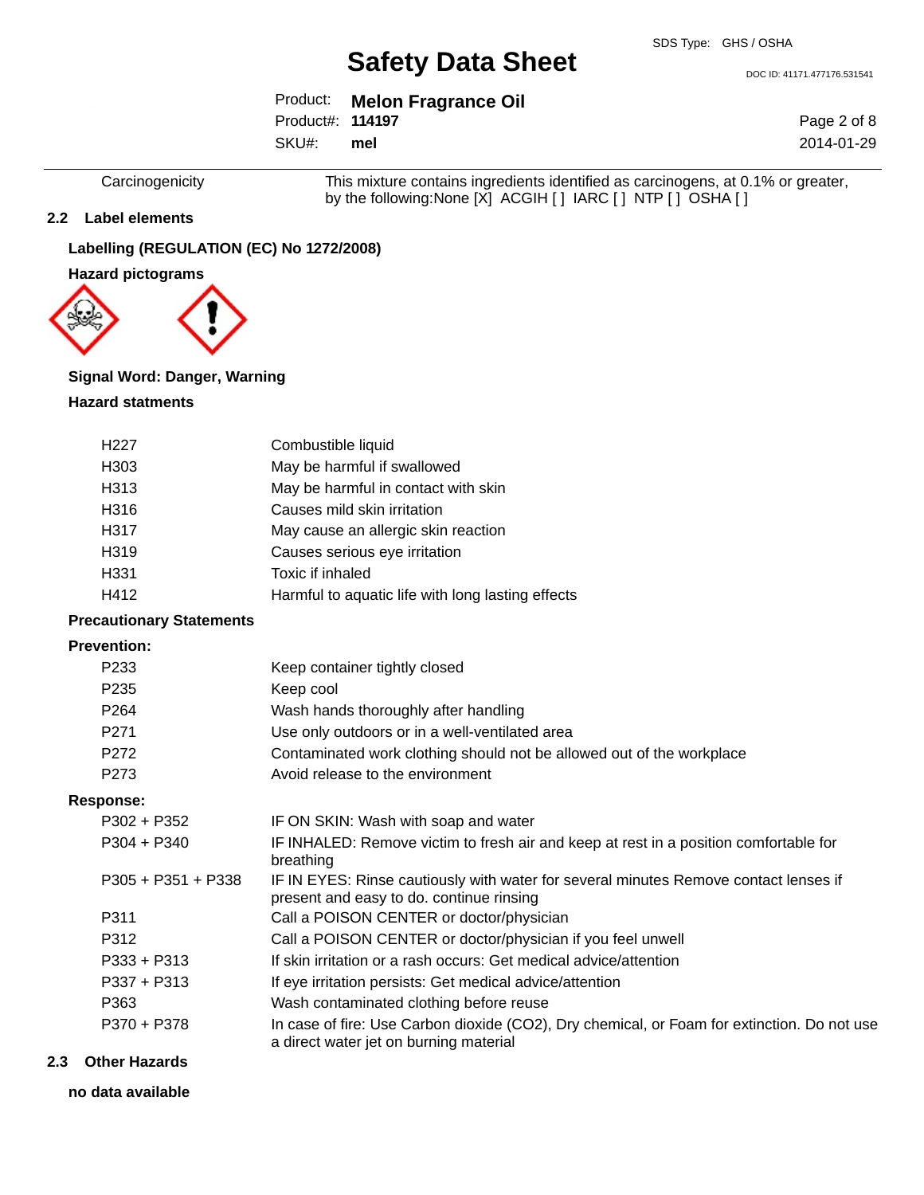| | |
|---|---|
| Carcinogenicity | This mixture contains ingredients identified as carcinogens, at 0.1% or greater, by the following:None [X] ACGIH [ ] IARC [ ] NTP [ ] OSHA [ ] |

## 2.2 Label elements

**Labelling (REGULATION (EC) No 1272/2008)**

**Hazard pictograms**

**Signal Word: Danger, Warning**

**Hazard statments**

| | |
|---|---|
| H227 | Combustible liquid |
| H303 | May be harmful if swallowed |
| H313 | May be harmful in contact with skin |
| H316 | Causes mild skin irritation |
| H317 | May cause an allergic skin reaction |
| H319 | Causes serious eye irritation |
| H331 | Toxic if inhaled |
| H412 | Harmful to aquatic life with long lasting effects |

**Precautionary Statements**

**Prevention:**

| | |
|---|---|
| P233 | Keep container tightly closed |
| P235 | Keep cool |
| P264 | Wash hands thoroughly after handling |
| P271 | Use only outdoors or in a well-ventilated area |
| P272 | Contaminated work clothing should not be allowed out of the workplace |
| P273 | Avoid release to the environment |

**Response:**

| | |
|---|---|
| P302 + P352 | IF ON SKIN: Wash with soap and water |
| P304 + P340 | IF INHALED: Remove victim to fresh air and keep at rest in a position comfortable for breathing |
| P305 + P351 + P338 | IF IN EYES: Rinse cautiously with water for several minutes Remove contact lenses if present and easy to do. continue rinsing |
| P311 | Call a POISON CENTER or doctor/physician |
| P312 | Call a POISON CENTER or doctor/physician if you feel unwell |
| P333 + P313 | If skin irritation or a rash occurs: Get medical advice/attention |
| P337 + P313 | If eye irritation persists: Get medical advice/attention |
| P363 | Wash contaminated clothing before reuse |
| P370 + P378 | In case of fire: Use Carbon dioxide ($CO_2$), Dry chemical, or Foam for extinction. Do not use a direct water jet on burning material |

## 2.3 Other Hazards

**no data available**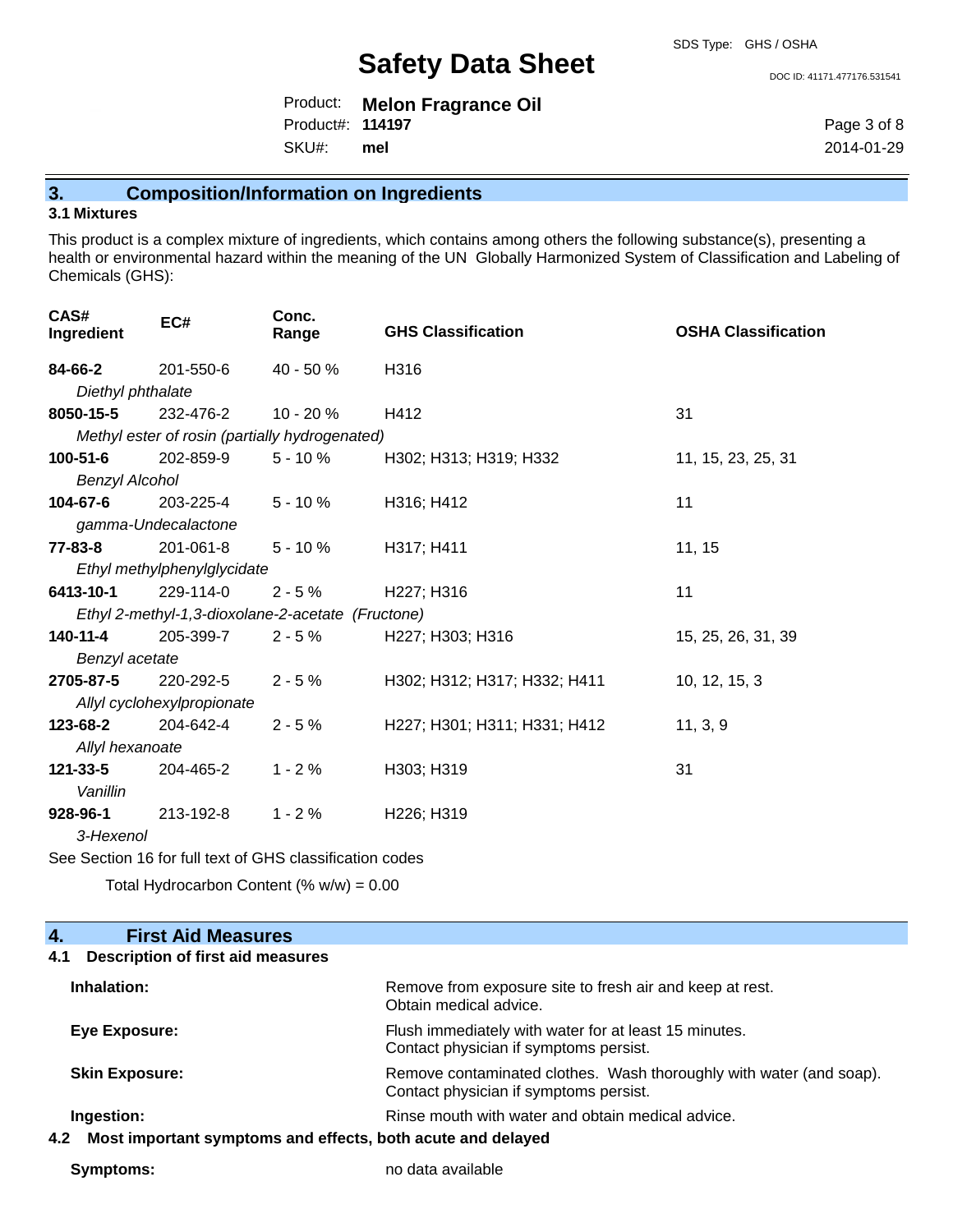## 3. Composition/Information on Ingredients

### 3.1 Mixtures

This product is a complex mixture of ingredients, which contains among others the following substance(s), presenting a health or environmental hazard within the meaning of the UN Globally Harmonized System of Classification and Labeling of Chemicals (GHS):

| CAS# Ingredient | EC# | Conc. Range | GHS Classification | OSHA Classification |
|---|---|---|---|---|
| **84-66-2** *Diethyl phthalate* | 201-550-6 | 40 - 50 % | H316 | |
| **8050-15-5** *Methyl ester of rosin (partially hydrogenated)* | 232-476-2 | 10 - 20 % | H412 | 31 |
| **100-51-6** *Benzyl Alcohol* | 202-859-9 | 5 - 10 % | H302; H313; H319; H332 | 11, 15, 23, 25, 31 |
| **104-67-6** *gamma-Undecalactone* | 203-225-4 | 5 - 10 % | H316; H412 | 11 |
| **77-83-8** *Ethyl methylphenylglycidate* | 201-061-8 | 5 - 10 % | H317; H411 | 11, 15 |
| **6413-10-1** *Ethyl 2-methyl-1,3-dioxolane-2-acetate (Fructone)* | 229-114-0 | 2 - 5 % | H227; H316 | 11 |
| **140-11-4** *Benzyl acetate* | 205-399-7 | 2 - 5 % | H227; H303; H316 | 15, 25, 26, 31, 39 |
| **2705-87-5** *Allyl cyclohexylpropionate* | 220-292-5 | 2 - 5 % | H302; H312; H317; H332; H411 | 10, 12, 15, 3 |
| **123-68-2** *Allyl hexanoate* | 204-642-4 | 2 - 5 % | H227; H301; H311; H331; H412 | 11, 3, 9 |
| **121-33-5** *Vanillin* | 204-465-2 | 1 - 2 % | H303; H319 | 31 |
| **928-96-1** *3-Hexenol* | 213-192-8 | 1 - 2 % | H226; H319 | |

See Section 16 for full text of GHS classification codes

Total Hydrocarbon Content (% w/w) = 0.00

## 4. First Aid Measures

### 4.1 Description of first aid measures

**Inhalation:** Remove from exposure site to fresh air and keep at rest. Obtain medical advice.

**Eye Exposure:** Flush immediately with water for at least 15 minutes. Contact physician if symptoms persist.

**Skin Exposure:** Remove contaminated clothes. Wash thoroughly with water (and soap). Contact physician if symptoms persist.

**Ingestion:** Rinse mouth with water and obtain medical advice.

### 4.2 Most important symptoms and effects, both acute and delayed

**Symptoms:** no data available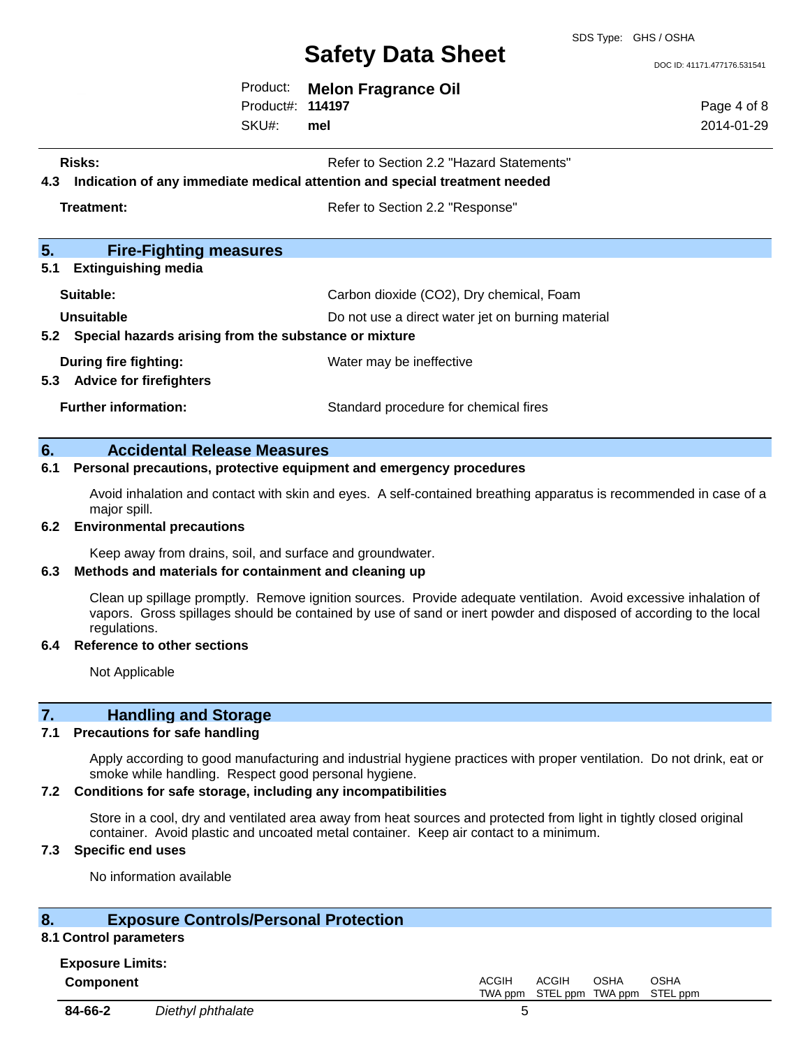**Risks:** Refer to Section 2.2 "Hazard Statements"

### 4.3 Indication of any immediate medical attention and special treatment needed

**Treatment:** Refer to Section 2.2 "Response"

## 5. Fire-Fighting measures

### 5.1 Extinguishing media

**Suitable:** Carbon dioxide ($CO_2$), Dry chemical, Foam

**Unsuitable** Do not use a direct water jet on burning material

### 5.2 Special hazards arising from the substance or mixture

**During fire fighting:** Water may be ineffective

### 5.3 Advice for firefighters

**Further information:** Standard procedure for chemical fires

## 6. Accidental Release Measures

### 6.1 Personal precautions, protective equipment and emergency procedures

Avoid inhalation and contact with skin and eyes. A self-contained breathing apparatus is recommended in case of a major spill.

### 6.2 Environmental precautions

Keep away from drains, soil, and surface and groundwater.

### 6.3 Methods and materials for containment and cleaning up

Clean up spillage promptly. Remove ignition sources. Provide adequate ventilation. Avoid excessive inhalation of vapors. Gross spillages should be contained by use of sand or inert powder and disposed of according to the local regulations.

### 6.4 Reference to other sections

Not Applicable

## 7. Handling and Storage

### 7.1 Precautions for safe handling

Apply according to good manufacturing and industrial hygiene practices with proper ventilation. Do not drink, eat or smoke while handling. Respect good personal hygiene.

### 7.2 Conditions for safe storage, including any incompatibilities

Store in a cool, dry and ventilated area away from heat sources and protected from light in tightly closed original container. Avoid plastic and uncoated metal container. Keep air contact to a minimum.

### 7.3 Specific end uses

No information available

## 8. Exposure Controls/Personal Protection

### 8.1 Control parameters

**Exposure Limits:**

| Component | | ACGIH TWA ppm | ACGIH STEL ppm | OSHA TWA ppm | OSHA STEL ppm |
|---|---|---|---|---|---|
| **84-66-2** | *Diethyl phthalate* | 5 | | | |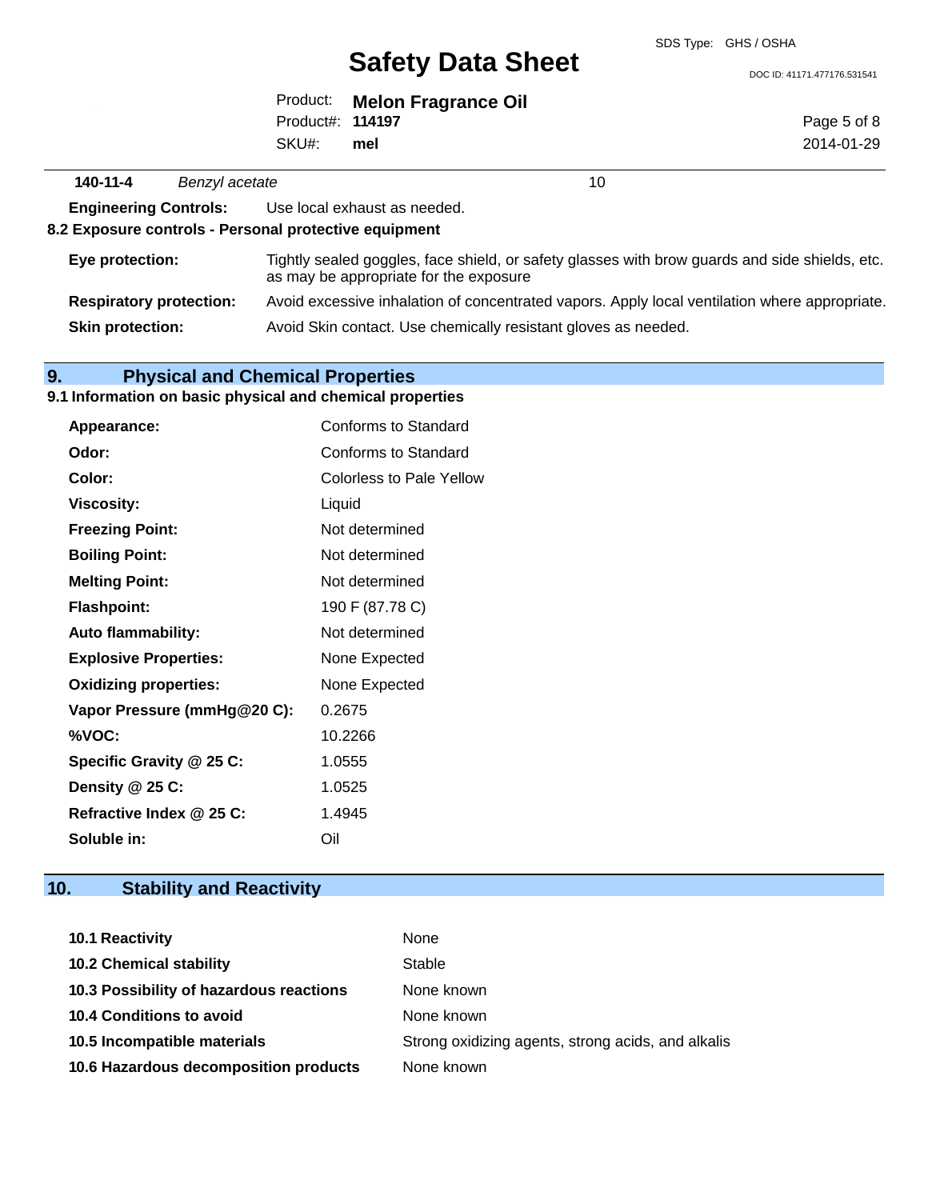| 140-11-4 | *Benzyl acetate* | 10 |
|---|---|---|

**Engineering Controls:** Use local exhaust as needed.

**8.2 Exposure controls - Personal protective equipment**

| | |
|---|---|
| **Eye protection:** | Tightly sealed goggles, face shield, or safety glasses with brow guards and side shields, etc. as may be appropriate for the exposure |
| **Respiratory protection:** | Avoid excessive inhalation of concentrated vapors. Apply local ventilation where appropriate. |
| **Skin protection:** | Avoid Skin contact. Use chemically resistant gloves as needed. |

## 9. Physical and Chemical Properties

**9.1 Information on basic physical and chemical properties**

| | |
|---|---|
| **Appearance:** | Conforms to Standard |
| **Odor:** | Conforms to Standard |
| **Color:** | Colorless to Pale Yellow |
| **Viscosity:** | Liquid |
| **Freezing Point:** | Not determined |
| **Boiling Point:** | Not determined |
| **Melting Point:** | Not determined |
| **Flashpoint:** | 190 F (87.78 C) |
| **Auto flammability:** | Not determined |
| **Explosive Properties:** | None Expected |
| **Oxidizing properties:** | None Expected |
| **Vapor Pressure (mmHg@20 C):** | 0.2675 |
| **%VOC:** | 10.2266 |
| **Specific Gravity @ 25 C:** | 1.0555 |
| **Density @ 25 C:** | 1.0525 |
| **Refractive Index @ 25 C:** | 1.4945 |
| **Soluble in:** | Oil |

## 10. Stability and Reactivity

| | |
|---|---|
| **10.1 Reactivity** | None |
| **10.2 Chemical stability** | Stable |
| **10.3 Possibility of hazardous reactions** | None known |
| **10.4 Conditions to avoid** | None known |
| **10.5 Incompatible materials** | Strong oxidizing agents, strong acids, and alkalis |
| **10.6 Hazardous decomposition products** | None known |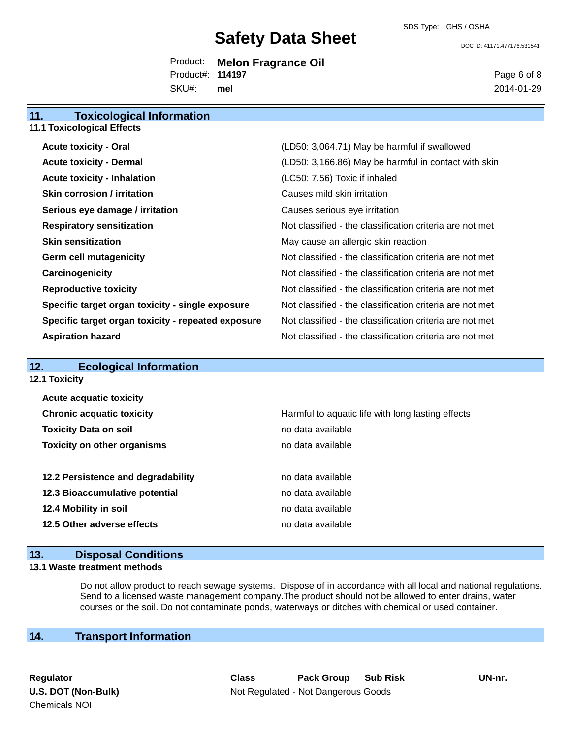## 11. Toxicological Information

### 11.1 Toxicological Effects

| | |
|---|---|
| **Acute toxicity - Oral** | (LD50: 3,064.71) May be harmful if swallowed |
| **Acute toxicity - Dermal** | (LD50: 3,166.86) May be harmful in contact with skin |
| **Acute toxicity - Inhalation** | (LC50: 7.56) Toxic if inhaled |
| **Skin corrosion / irritation** | Causes mild skin irritation |
| **Serious eye damage / irritation** | Causes serious eye irritation |
| **Respiratory sensitization** | Not classified - the classification criteria are not met |
| **Skin sensitization** | May cause an allergic skin reaction |
| **Germ cell mutagenicity** | Not classified - the classification criteria are not met |
| **Carcinogenicity** | Not classified - the classification criteria are not met |
| **Reproductive toxicity** | Not classified - the classification criteria are not met |
| **Specific target organ toxicity - single exposure** | Not classified - the classification criteria are not met |
| **Specific target organ toxicity - repeated exposure** | Not classified - the classification criteria are not met |
| **Aspiration hazard** | Not classified - the classification criteria are not met |

## 12. Ecological Information

### 12.1 Toxicity

| | |
|---|---|
| **Acute acquatic toxicity** | |
| **Chronic acquatic toxicity** | Harmful to aquatic life with long lasting effects |
| **Toxicity Data on soil** | no data available |
| **Toxicity on other organisms** | no data available |

| | |
|---|---|
| **12.2 Persistence and degradability** | no data available |
| **12.3 Bioaccumulative potential** | no data available |
| **12.4 Mobility in soil** | no data available |
| **12.5 Other adverse effects** | no data available |

## 13. Disposal Conditions

### 13.1 Waste treatment methods

Do not allow product to reach sewage systems. Dispose of in accordance with all local and national regulations. Send to a licensed waste management company.The product should not be allowed to enter drains, water courses or the soil. Do not contaminate ponds, waterways or ditches with chemical or used container.

## 14. Transport Information

| Regulator | Class | Pack Group | Sub Risk | UN-nr. |
|---|---|---|---|---|
| **U.S. DOT (Non-Bulk)** | Not Regulated - Not Dangerous Goods | | | |
| Chemicals NOI | | | | |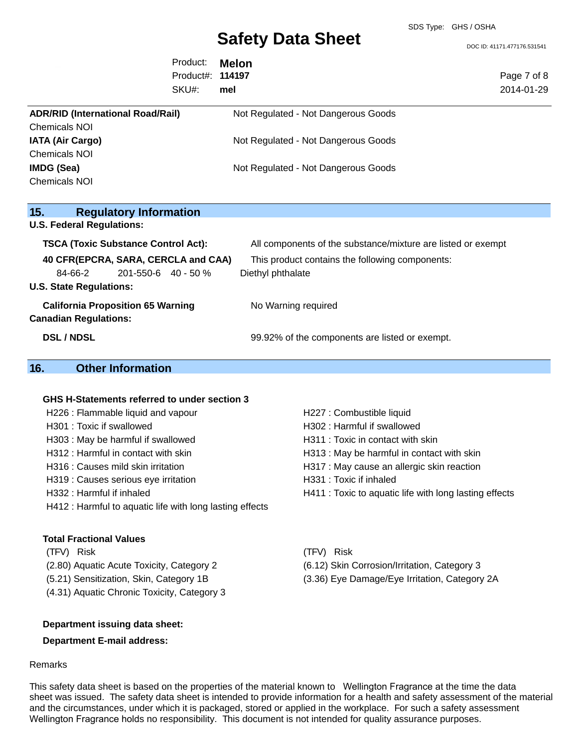| | |
|---|---|
| **ADR/RID (International Road/Rail)** | Not Regulated - Not Dangerous Goods |
| Chemicals NOI | |
| **IATA (Air Cargo)** | Not Regulated - Not Dangerous Goods |
| Chemicals NOI | |
| **IMDG (Sea)** | Not Regulated - Not Dangerous Goods |
| Chemicals NOI | |

## 15. Regulatory Information

**U.S. Federal Regulations:**

| | |
|---|---|
| **TSCA (Toxic Substance Control Act):** | All components of the substance/mixture are listed or exempt |
| **40 CFR(EPCRA, SARA, CERCLA and CAA)** | This product contains the following components: |

| | | | |
|---|---|---|---|
| 84-66-2 | 201-550-6 | 40 - 50 % | Diethyl phthalate |

**U.S. State Regulations:**

| | |
|---|---|
| **California Proposition 65 Warning** | No Warning required |

**Canadian Regulations:**

| | |
|---|---|
| **DSL / NDSL** | 99.92% of the components are listed or exempt. |

## 16. Other Information

**GHS H-Statements referred to under section 3**

- H226 : Flammable liquid and vapour
- H227 : Combustible liquid
- H301 : Toxic if swallowed
- H302 : Harmful if swallowed
- H303 : May be harmful if swallowed
- H311 : Toxic in contact with skin
- H312 : Harmful in contact with skin
- H313 : May be harmful in contact with skin
- H316 : Causes mild skin irritation
- H317 : May cause an allergic skin reaction
- H319 : Causes serious eye irritation
- H331 : Toxic if inhaled
- H332 : Harmful if inhaled
- H411 : Toxic to aquatic life with long lasting effects
- H412 : Harmful to aquatic life with long lasting effects

**Total Fractional Values**

| (TFV) | Risk | (TFV) | Risk |
|---|---|---|---|
| (2.80) | Aquatic Acute Toxicity, Category 2 | (6.12) | Skin Corrosion/Irritation, Category 3 |
| (5.21) | Sensitization, Skin, Category 1B | (3.36) | Eye Damage/Eye Irritation, Category 2A |
| (4.31) | Aquatic Chronic Toxicity, Category 3 | | |

**Department issuing data sheet:**

**Department E-mail address:**

Remarks

This safety data sheet is based on the properties of the material known to Wellington Fragrance at the time the data sheet was issued. The safety data sheet is intended to provide information for a health and safety assessment of the material and the circumstances, under which it is packaged, stored or applied in the workplace. For such a safety assessment Wellington Fragrance holds no responsibility. This document is not intended for quality assurance purposes.